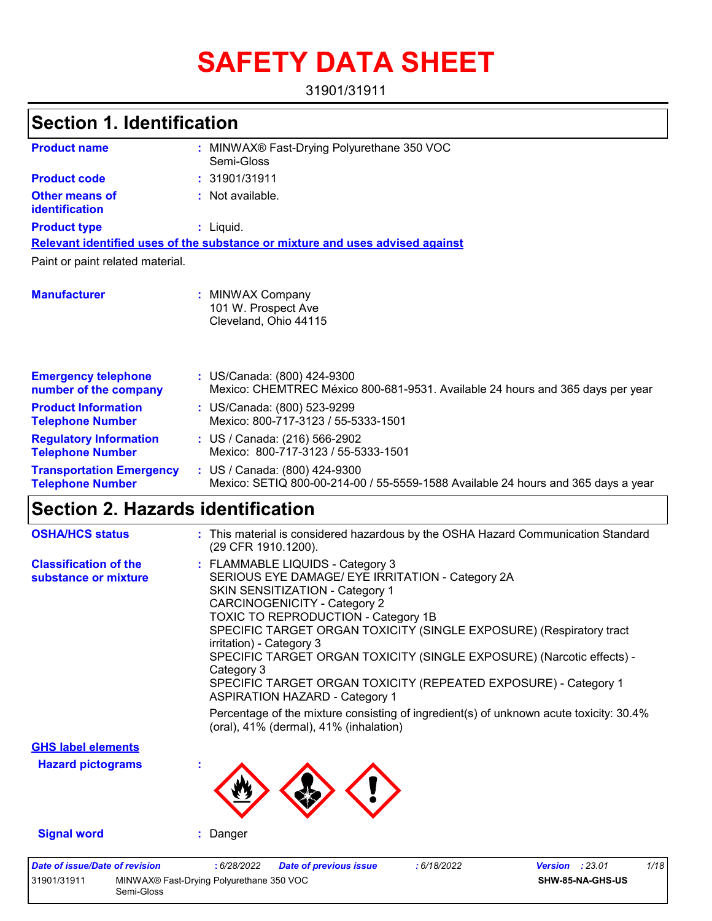# SAFETY DATA SHEET

31901/31911

## Section 1. Identification

| | |
|---|---|
| **Product name** | : MINWAX® Fast-Drying Polyurethane 350 VOC Semi-Gloss |
| **Product code** | : 31901/31911 |
| **Other means of identification** | : Not available. |
| **Product type** | : Liquid. |

**Relevant identified uses of the substance or mixture and uses advised against**

Paint or paint related material.

| | |
|---|---|
| **Manufacturer** | : MINWAX Company<br>101 W. Prospect Ave<br>Cleveland, Ohio 44115 |
| **Emergency telephone number of the company** | : US/Canada: (800) 424-9300<br>Mexico: CHEMTREC México 800-681-9531. Available 24 hours and 365 days per year |
| **Product Information Telephone Number** | : US/Canada: (800) 523-9299<br>Mexico: 800-717-3123 / 55-5333-1501 |
| **Regulatory Information Telephone Number** | : US / Canada: (216) 566-2902<br>Mexico: 800-717-3123 / 55-5333-1501 |
| **Transportation Emergency Telephone Number** | : US / Canada: (800) 424-9300<br>Mexico: SETIQ 800-00-214-00 / 55-5559-1588 Available 24 hours and 365 days a year |

## Section 2. Hazards identification

| | |
|---|---|
| **OSHA/HCS status** | : This material is considered hazardous by the OSHA Hazard Communication Standard (29 CFR 1910.1200). |
| **Classification of the substance or mixture** | : FLAMMABLE LIQUIDS - Category 3<br>SERIOUS EYE DAMAGE/ EYE IRRITATION - Category 2A<br>SKIN SENSITIZATION - Category 1<br>CARCINOGENICITY - Category 2<br>TOXIC TO REPRODUCTION - Category 1B<br>SPECIFIC TARGET ORGAN TOXICITY (SINGLE EXPOSURE) (Respiratory tract irritation) - Category 3<br>SPECIFIC TARGET ORGAN TOXICITY (SINGLE EXPOSURE) (Narcotic effects) - Category 3<br>SPECIFIC TARGET ORGAN TOXICITY (REPEATED EXPOSURE) - Category 1<br>ASPIRATION HAZARD - Category 1<br><br>Percentage of the mixture consisting of ingredient(s) of unknown acute toxicity: 30.4% (oral), 41% (dermal), 41% (inhalation) |

**GHS label elements**

**Hazard pictograms** :

**Signal word** : Danger

| | | | | | |
|---|---|---|---|---|---|
| *Date of issue/Date of revision* | : 6/28/2022 | *Date of previous issue* | : 6/18/2022 | *Version* | : 23.01 |
| 31901/31911 | MINWAX® Fast-Drying Polyurethane 350 VOC Semi-Gloss | | | | SHW-85-NA-GHS-US |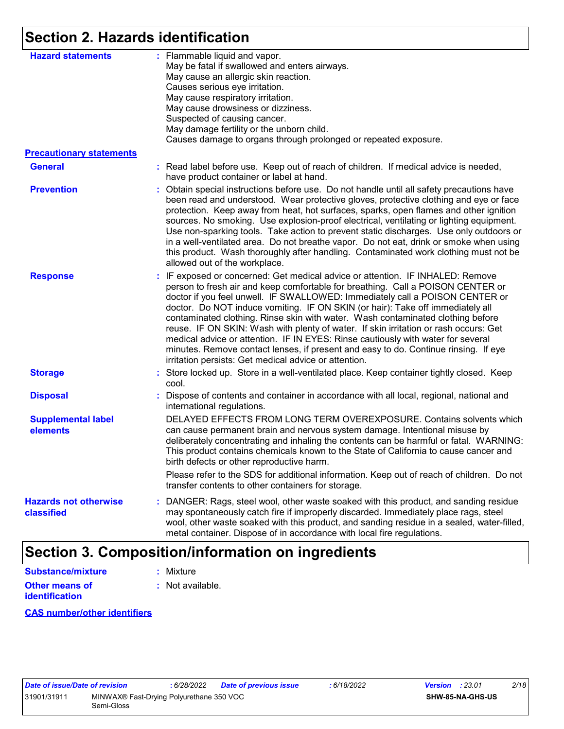## Section 2. Hazards identification

**Hazard statements** : Flammable liquid and vapor.
May be fatal if swallowed and enters airways.
May cause an allergic skin reaction.
Causes serious eye irritation.
May cause respiratory irritation.
May cause drowsiness or dizziness.
Suspected of causing cancer.
May damage fertility or the unborn child.
Causes damage to organs through prolonged or repeated exposure.

**Precautionary statements**

**General** : Read label before use. Keep out of reach of children. If medical advice is needed, have product container or label at hand.

**Prevention** : Obtain special instructions before use. Do not handle until all safety precautions have been read and understood. Wear protective gloves, protective clothing and eye or face protection. Keep away from heat, hot surfaces, sparks, open flames and other ignition sources. No smoking. Use explosion-proof electrical, ventilating or lighting equipment. Use non-sparking tools. Take action to prevent static discharges. Use only outdoors or in a well-ventilated area. Do not breathe vapor. Do not eat, drink or smoke when using this product. Wash thoroughly after handling. Contaminated work clothing must not be allowed out of the workplace.

**Response** : IF exposed or concerned: Get medical advice or attention. IF INHALED: Remove person to fresh air and keep comfortable for breathing. Call a POISON CENTER or doctor if you feel unwell. IF SWALLOWED: Immediately call a POISON CENTER or doctor. Do NOT induce vomiting. IF ON SKIN (or hair): Take off immediately all contaminated clothing. Rinse skin with water. Wash contaminated clothing before reuse. IF ON SKIN: Wash with plenty of water. If skin irritation or rash occurs: Get medical advice or attention. IF IN EYES: Rinse cautiously with water for several minutes. Remove contact lenses, if present and easy to do. Continue rinsing. If eye irritation persists: Get medical advice or attention.

**Storage** : Store locked up. Store in a well-ventilated place. Keep container tightly closed. Keep cool.

**Disposal** : Dispose of contents and container in accordance with all local, regional, national and international regulations.

**Supplemental label elements** DELAYED EFFECTS FROM LONG TERM OVEREXPOSURE. Contains solvents which can cause permanent brain and nervous system damage. Intentional misuse by deliberately concentrating and inhaling the contents can be harmful or fatal. WARNING: This product contains chemicals known to the State of California to cause cancer and birth defects or other reproductive harm.

Please refer to the SDS for additional information. Keep out of reach of children. Do not transfer contents to other containers for storage.

**Hazards not otherwise classified** : DANGER: Rags, steel wool, other waste soaked with this product, and sanding residue may spontaneously catch fire if improperly discarded. Immediately place rags, steel wool, other waste soaked with this product, and sanding residue in a sealed, water-filled, metal container. Dispose of in accordance with local fire regulations.

## Section 3. Composition/information on ingredients

**Substance/mixture** : Mixture

**Other means of identification** : Not available.

**CAS number/other identifiers**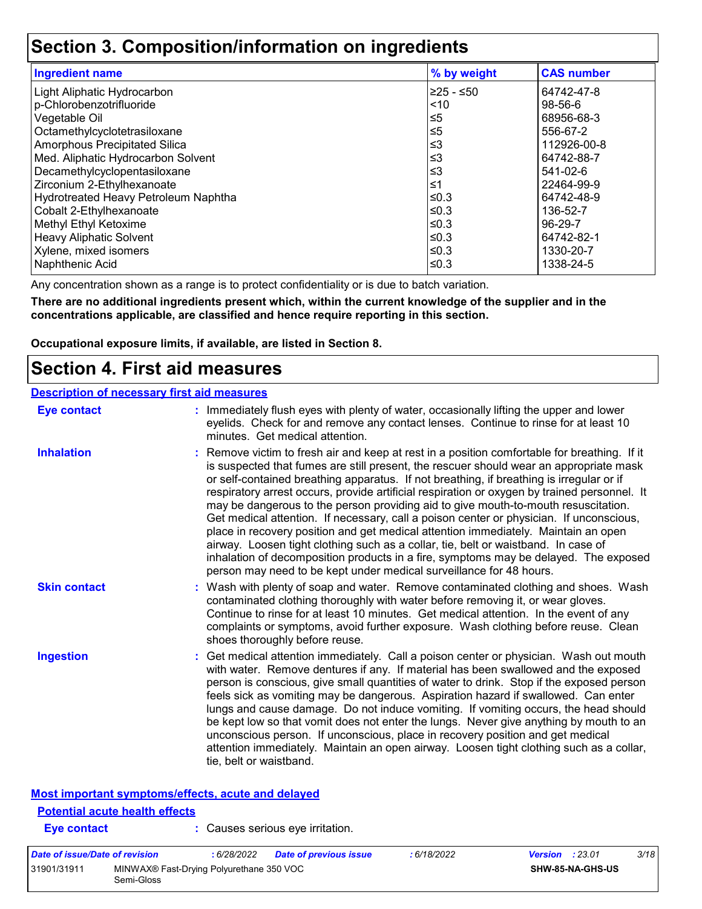# Section 3. Composition/information on ingredients

| Ingredient name | % by weight | CAS number |
|---|---|---|
| Light Aliphatic Hydrocarbon | ≥25 - ≤50 | 64742-47-8 |
| p-Chlorobenzotrifluoride | <10 | 98-56-6 |
| Vegetable Oil | ≤5 | 68956-68-3 |
| Octamethylcyclotetrasiloxane | ≤5 | 556-67-2 |
| Amorphous Precipitated Silica | ≤3 | 112926-00-8 |
| Med. Aliphatic Hydrocarbon Solvent | ≤3 | 64742-88-7 |
| Decamethylcyclopentasiloxane | ≤3 | 541-02-6 |
| Zirconium 2-Ethylhexanoate | ≤1 | 22464-99-9 |
| Hydrotreated Heavy Petroleum Naphtha | ≤0.3 | 64742-48-9 |
| Cobalt 2-Ethylhexanoate | ≤0.3 | 136-52-7 |
| Methyl Ethyl Ketoxime | ≤0.3 | 96-29-7 |
| Heavy Aliphatic Solvent | ≤0.3 | 64742-82-1 |
| Xylene, mixed isomers | ≤0.3 | 1330-20-7 |
| Naphthenic Acid | ≤0.3 | 1338-24-5 |

Any concentration shown as a range is to protect confidentiality or is due to batch variation.

**There are no additional ingredients present which, within the current knowledge of the supplier and in the concentrations applicable, are classified and hence require reporting in this section.**

**Occupational exposure limits, if available, are listed in Section 8.**

# Section 4. First aid measures

## Description of necessary first aid measures

**Eye contact** : Immediately flush eyes with plenty of water, occasionally lifting the upper and lower eyelids. Check for and remove any contact lenses. Continue to rinse for at least 10 minutes. Get medical attention.

**Inhalation** : Remove victim to fresh air and keep at rest in a position comfortable for breathing. If it is suspected that fumes are still present, the rescuer should wear an appropriate mask or self-contained breathing apparatus. If not breathing, if breathing is irregular or if respiratory arrest occurs, provide artificial respiration or oxygen by trained personnel. It may be dangerous to the person providing aid to give mouth-to-mouth resuscitation. Get medical attention. If necessary, call a poison center or physician. If unconscious, place in recovery position and get medical attention immediately. Maintain an open airway. Loosen tight clothing such as a collar, tie, belt or waistband. In case of inhalation of decomposition products in a fire, symptoms may be delayed. The exposed person may need to be kept under medical surveillance for 48 hours.

**Skin contact** : Wash with plenty of soap and water. Remove contaminated clothing and shoes. Wash contaminated clothing thoroughly with water before removing it, or wear gloves. Continue to rinse for at least 10 minutes. Get medical attention. In the event of any complaints or symptoms, avoid further exposure. Wash clothing before reuse. Clean shoes thoroughly before reuse.

**Ingestion** : Get medical attention immediately. Call a poison center or physician. Wash out mouth with water. Remove dentures if any. If material has been swallowed and the exposed person is conscious, give small quantities of water to drink. Stop if the exposed person feels sick as vomiting may be dangerous. Aspiration hazard if swallowed. Can enter lungs and cause damage. Do not induce vomiting. If vomiting occurs, the head should be kept low so that vomit does not enter the lungs. Never give anything by mouth to an unconscious person. If unconscious, place in recovery position and get medical attention immediately. Maintain an open airway. Loosen tight clothing such as a collar, tie, belt or waistband.

## Most important symptoms/effects, acute and delayed

### Potential acute health effects

**Eye contact** : Causes serious eye irritation.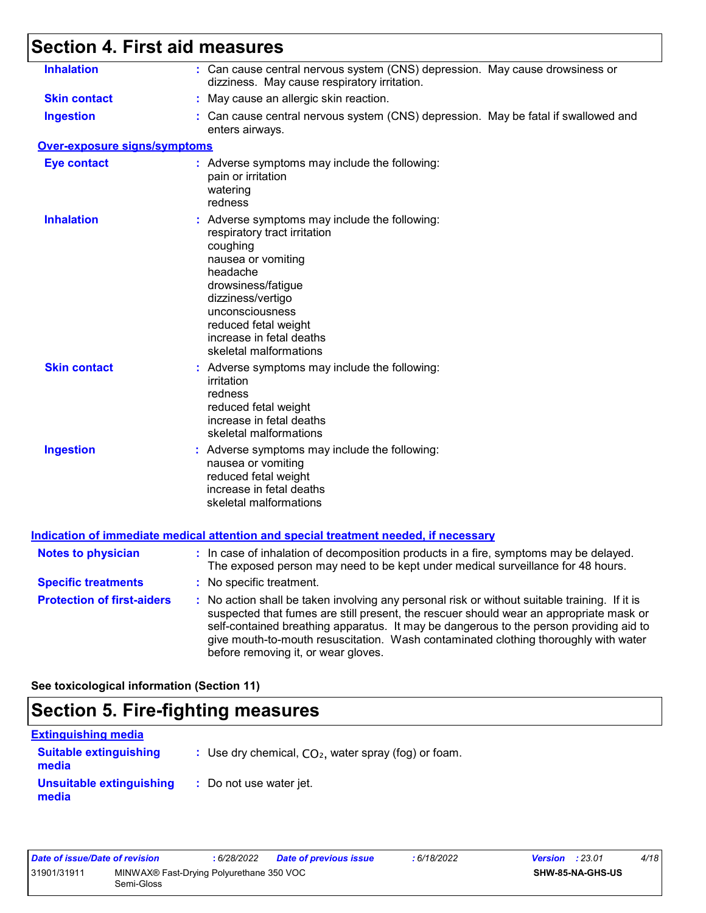## Section 4. First aid measures

**Inhalation** : Can cause central nervous system (CNS) depression. May cause drowsiness or dizziness. May cause respiratory irritation.

**Skin contact** : May cause an allergic skin reaction.

**Ingestion** : Can cause central nervous system (CNS) depression. May be fatal if swallowed and enters airways.

**Over-exposure signs/symptoms**

**Eye contact** : Adverse symptoms may include the following:
pain or irritation
watering
redness

**Inhalation** : Adverse symptoms may include the following:
respiratory tract irritation
coughing
nausea or vomiting
headache
drowsiness/fatigue
dizziness/vertigo
unconsciousness
reduced fetal weight
increase in fetal deaths
skeletal malformations

**Skin contact** : Adverse symptoms may include the following:
irritation
redness
reduced fetal weight
increase in fetal deaths
skeletal malformations

**Ingestion** : Adverse symptoms may include the following:
nausea or vomiting
reduced fetal weight
increase in fetal deaths
skeletal malformations

**Indication of immediate medical attention and special treatment needed, if necessary**

**Notes to physician** : In case of inhalation of decomposition products in a fire, symptoms may be delayed. The exposed person may need to be kept under medical surveillance for 48 hours.

**Specific treatments** : No specific treatment.

**Protection of first-aiders** : No action shall be taken involving any personal risk or without suitable training. If it is suspected that fumes are still present, the rescuer should wear an appropriate mask or self-contained breathing apparatus. It may be dangerous to the person providing aid to give mouth-to-mouth resuscitation. Wash contaminated clothing thoroughly with water before removing it, or wear gloves.

**See toxicological information (Section 11)**

## Section 5. Fire-fighting measures

**Extinguishing media**

**Suitable extinguishing media** : Use dry chemical, $CO_2$, water spray (fog) or foam.

**Unsuitable extinguishing media** : Do not use water jet.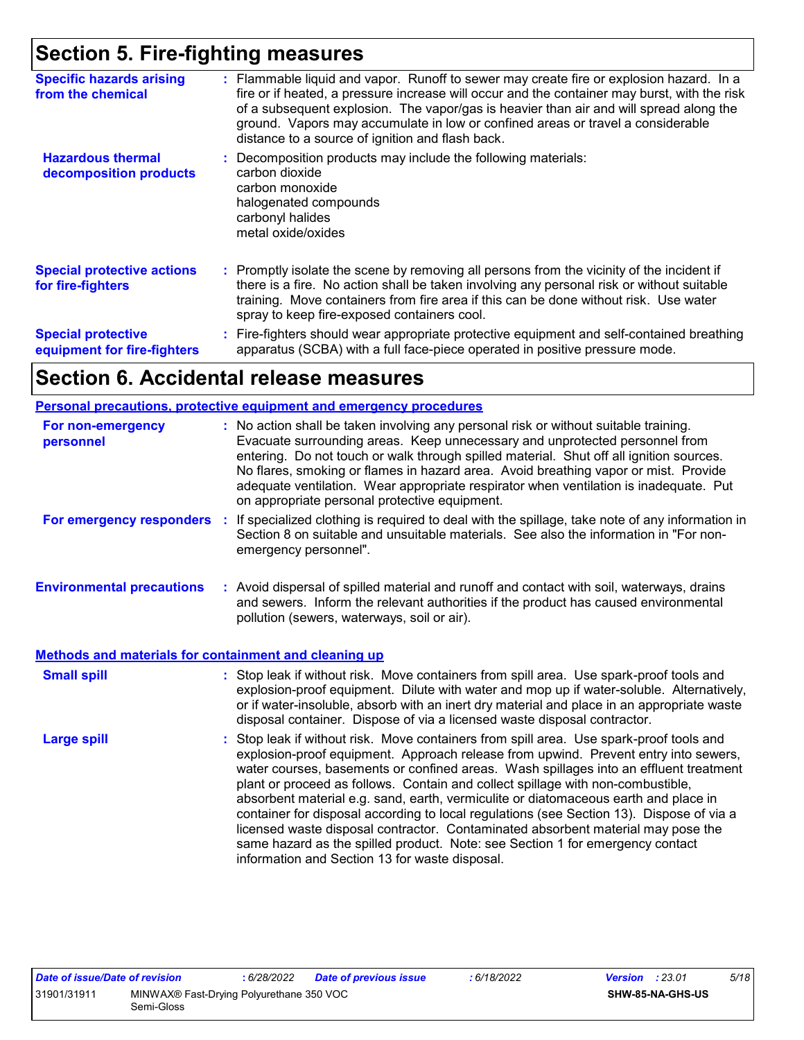# Section 5. Fire-fighting measures

**Specific hazards arising from the chemical** : Flammable liquid and vapor. Runoff to sewer may create fire or explosion hazard. In a fire or if heated, a pressure increase will occur and the container may burst, with the risk of a subsequent explosion. The vapor/gas is heavier than air and will spread along the ground. Vapors may accumulate in low or confined areas or travel a considerable distance to a source of ignition and flash back.

**Hazardous thermal decomposition products** : Decomposition products may include the following materials:
carbon dioxide
carbon monoxide
halogenated compounds
carbonyl halides
metal oxide/oxides

**Special protective actions for fire-fighters** : Promptly isolate the scene by removing all persons from the vicinity of the incident if there is a fire. No action shall be taken involving any personal risk or without suitable training. Move containers from fire area if this can be done without risk. Use water spray to keep fire-exposed containers cool.

**Special protective equipment for fire-fighters** : Fire-fighters should wear appropriate protective equipment and self-contained breathing apparatus (SCBA) with a full face-piece operated in positive pressure mode.

# Section 6. Accidental release measures

## Personal precautions, protective equipment and emergency procedures

**For non-emergency personnel** : No action shall be taken involving any personal risk or without suitable training. Evacuate surrounding areas. Keep unnecessary and unprotected personnel from entering. Do not touch or walk through spilled material. Shut off all ignition sources. No flares, smoking or flames in hazard area. Avoid breathing vapor or mist. Provide adequate ventilation. Wear appropriate respirator when ventilation is inadequate. Put on appropriate personal protective equipment.

**For emergency responders** : If specialized clothing is required to deal with the spillage, take note of any information in Section 8 on suitable and unsuitable materials. See also the information in "For non-emergency personnel".

**Environmental precautions** : Avoid dispersal of spilled material and runoff and contact with soil, waterways, drains and sewers. Inform the relevant authorities if the product has caused environmental pollution (sewers, waterways, soil or air).

## Methods and materials for containment and cleaning up

**Small spill** : Stop leak if without risk. Move containers from spill area. Use spark-proof tools and explosion-proof equipment. Dilute with water and mop up if water-soluble. Alternatively, or if water-insoluble, absorb with an inert dry material and place in an appropriate waste disposal container. Dispose of via a licensed waste disposal contractor.

**Large spill** : Stop leak if without risk. Move containers from spill area. Use spark-proof tools and explosion-proof equipment. Approach release from upwind. Prevent entry into sewers, water courses, basements or confined areas. Wash spillages into an effluent treatment plant or proceed as follows. Contain and collect spillage with non-combustible, absorbent material e.g. sand, earth, vermiculite or diatomaceous earth and place in container for disposal according to local regulations (see Section 13). Dispose of via a licensed waste disposal contractor. Contaminated absorbent material may pose the same hazard as the spilled product. Note: see Section 1 for emergency contact information and Section 13 for waste disposal.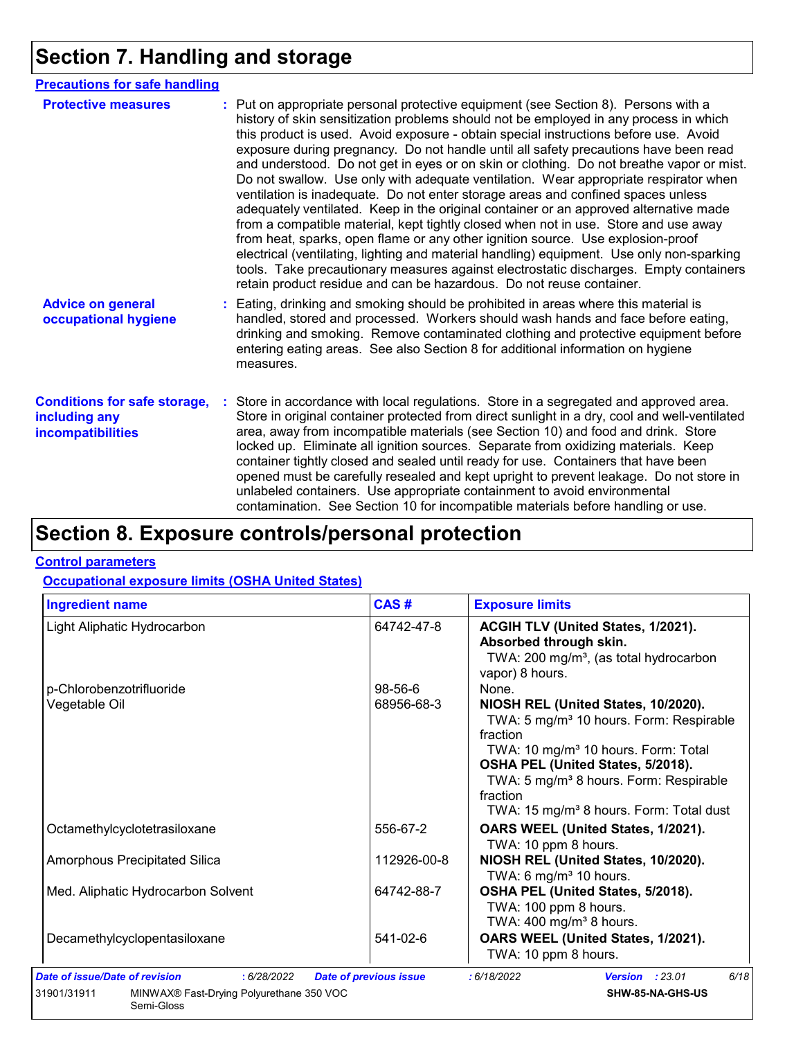# Section 7. Handling and storage

## Precautions for safe handling

**Protective measures** : Put on appropriate personal protective equipment (see Section 8). Persons with a history of skin sensitization problems should not be employed in any process in which this product is used. Avoid exposure - obtain special instructions before use. Avoid exposure during pregnancy. Do not handle until all safety precautions have been read and understood. Do not get in eyes or on skin or clothing. Do not breathe vapor or mist. Do not swallow. Use only with adequate ventilation. Wear appropriate respirator when ventilation is inadequate. Do not enter storage areas and confined spaces unless adequately ventilated. Keep in the original container or an approved alternative made from a compatible material, kept tightly closed when not in use. Store and use away from heat, sparks, open flame or any other ignition source. Use explosion-proof electrical (ventilating, lighting and material handling) equipment. Use only non-sparking tools. Take precautionary measures against electrostatic discharges. Empty containers retain product residue and can be hazardous. Do not reuse container.

**Advice on general occupational hygiene** : Eating, drinking and smoking should be prohibited in areas where this material is handled, stored and processed. Workers should wash hands and face before eating, drinking and smoking. Remove contaminated clothing and protective equipment before entering eating areas. See also Section 8 for additional information on hygiene measures.

**Conditions for safe storage, including any incompatibilities** : Store in accordance with local regulations. Store in a segregated and approved area. Store in original container protected from direct sunlight in a dry, cool and well-ventilated area, away from incompatible materials (see Section 10) and food and drink. Store locked up. Eliminate all ignition sources. Separate from oxidizing materials. Keep container tightly closed and sealed until ready for use. Containers that have been opened must be carefully resealed and kept upright to prevent leakage. Do not store in unlabeled containers. Use appropriate containment to avoid environmental contamination. See Section 10 for incompatible materials before handling or use.

# Section 8. Exposure controls/personal protection

## Control parameters

### Occupational exposure limits (OSHA United States)

| Ingredient name | CAS # | Exposure limits |
|---|---|---|
| Light Aliphatic Hydrocarbon | 64742-47-8 | **ACGIH TLV (United States, 1/2021). Absorbed through skin.**<br>TWA: 200 mg/m³, (as total hydrocarbon vapor) 8 hours. |
| p-Chlorobenzotrifluoride | 98-56-6 | None. |
| Vegetable Oil | 68956-68-3 | **NIOSH REL (United States, 10/2020).**<br>TWA: 5 mg/m³ 10 hours. Form: Respirable fraction<br>TWA: 10 mg/m³ 10 hours. Form: Total<br>**OSHA PEL (United States, 5/2018).**<br>TWA: 5 mg/m³ 8 hours. Form: Respirable fraction<br>TWA: 15 mg/m³ 8 hours. Form: Total dust |
| Octamethylcyclotetrasiloxane | 556-67-2 | **OARS WEEL (United States, 1/2021).**<br>TWA: 10 ppm 8 hours. |
| Amorphous Precipitated Silica | 112926-00-8 | **NIOSH REL (United States, 10/2020).**<br>TWA: 6 mg/m³ 10 hours. |
| Med. Aliphatic Hydrocarbon Solvent | 64742-88-7 | **OSHA PEL (United States, 5/2018).**<br>TWA: 100 ppm 8 hours.<br>TWA: 400 mg/m³ 8 hours. |
| Decamethylcyclopentasiloxane | 541-02-6 | **OARS WEEL (United States, 1/2021).**<br>TWA: 10 ppm 8 hours. |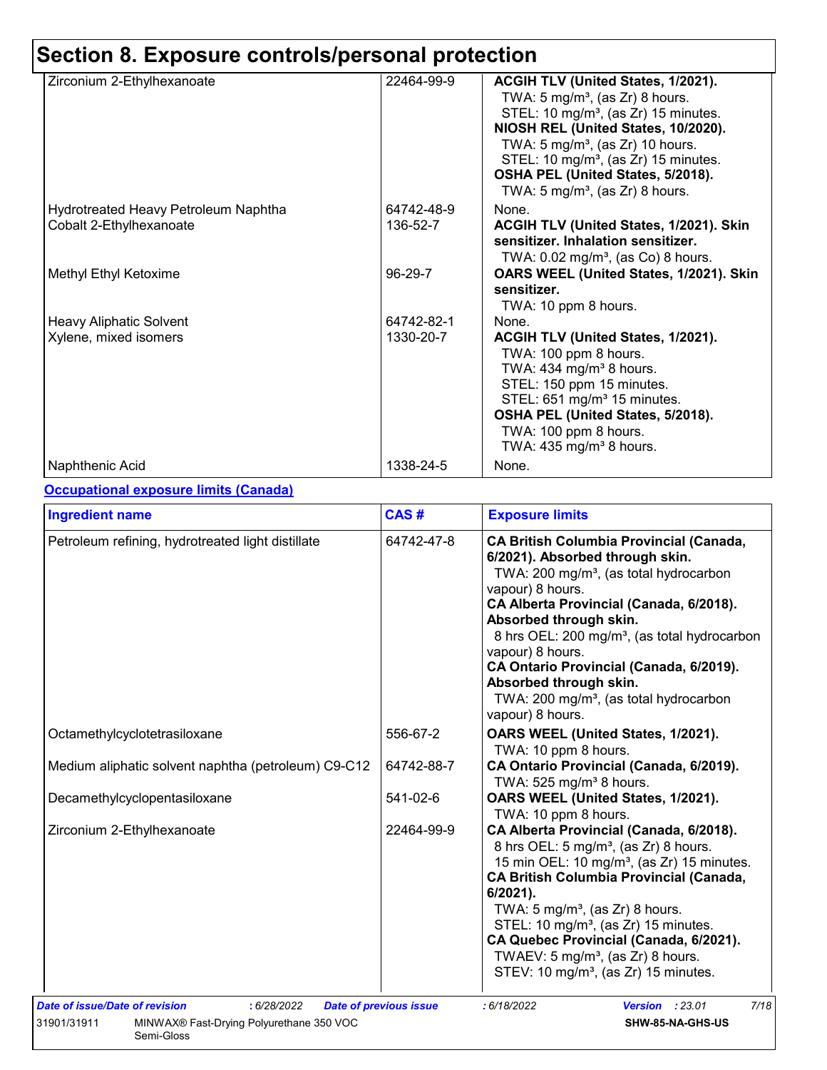# Section 8. Exposure controls/personal protection

| | | |
|---|---|---|
| Zirconium 2-Ethylhexanoate | 22464-99-9 | **ACGIH TLV (United States, 1/2021).**<br>TWA: 5 mg/m³, (as Zr) 8 hours.<br>STEL: 10 mg/m³, (as Zr) 15 minutes.<br>**NIOSH REL (United States, 10/2020).**<br>TWA: 5 mg/m³, (as Zr) 10 hours.<br>STEL: 10 mg/m³, (as Zr) 15 minutes.<br>**OSHA PEL (United States, 5/2018).**<br>TWA: 5 mg/m³, (as Zr) 8 hours. |
| Hydrotreated Heavy Petroleum Naphtha | 64742-48-9 | None. |
| Cobalt 2-Ethylhexanoate | 136-52-7 | **ACGIH TLV (United States, 1/2021). Skin sensitizer. Inhalation sensitizer.**<br>TWA: 0.02 mg/m³, (as Co) 8 hours. |
| Methyl Ethyl Ketoxime | 96-29-7 | **OARS WEEL (United States, 1/2021). Skin sensitizer.**<br>TWA: 10 ppm 8 hours. |
| Heavy Aliphatic Solvent | 64742-82-1 | None. |
| Xylene, mixed isomers | 1330-20-7 | **ACGIH TLV (United States, 1/2021).**<br>TWA: 100 ppm 8 hours.<br>TWA: 434 mg/m³ 8 hours.<br>STEL: 150 ppm 15 minutes.<br>STEL: 651 mg/m³ 15 minutes.<br>**OSHA PEL (United States, 5/2018).**<br>TWA: 100 ppm 8 hours.<br>TWA: 435 mg/m³ 8 hours. |
| Naphthenic Acid | 1338-24-5 | None. |

**Occupational exposure limits (Canada)**

| Ingredient name | CAS # | Exposure limits |
|---|---|---|
| Petroleum refining, hydrotreated light distillate | 64742-47-8 | **CA British Columbia Provincial (Canada, 6/2021). Absorbed through skin.**<br>TWA: 200 mg/m³, (as total hydrocarbon vapour) 8 hours.<br>**CA Alberta Provincial (Canada, 6/2018). Absorbed through skin.**<br>8 hrs OEL: 200 mg/m³, (as total hydrocarbon vapour) 8 hours.<br>**CA Ontario Provincial (Canada, 6/2019). Absorbed through skin.**<br>TWA: 200 mg/m³, (as total hydrocarbon vapour) 8 hours. |
| Octamethylcyclotetrasiloxane | 556-67-2 | **OARS WEEL (United States, 1/2021).**<br>TWA: 10 ppm 8 hours. |
| Medium aliphatic solvent naphtha (petroleum) C9-C12 | 64742-88-7 | **CA Ontario Provincial (Canada, 6/2019).**<br>TWA: 525 mg/m³ 8 hours. |
| Decamethylcyclopentasiloxane | 541-02-6 | **OARS WEEL (United States, 1/2021).**<br>TWA: 10 ppm 8 hours. |
| Zirconium 2-Ethylhexanoate | 22464-99-9 | **CA Alberta Provincial (Canada, 6/2018).**<br>8 hrs OEL: 5 mg/m³, (as Zr) 8 hours.<br>15 min OEL: 10 mg/m³, (as Zr) 15 minutes.<br>**CA British Columbia Provincial (Canada, 6/2021).**<br>TWA: 5 mg/m³, (as Zr) 8 hours.<br>STEL: 10 mg/m³, (as Zr) 15 minutes.<br>**CA Quebec Provincial (Canada, 6/2021).**<br>TWAEV: 5 mg/m³, (as Zr) 8 hours.<br>STEV: 10 mg/m³, (as Zr) 15 minutes. |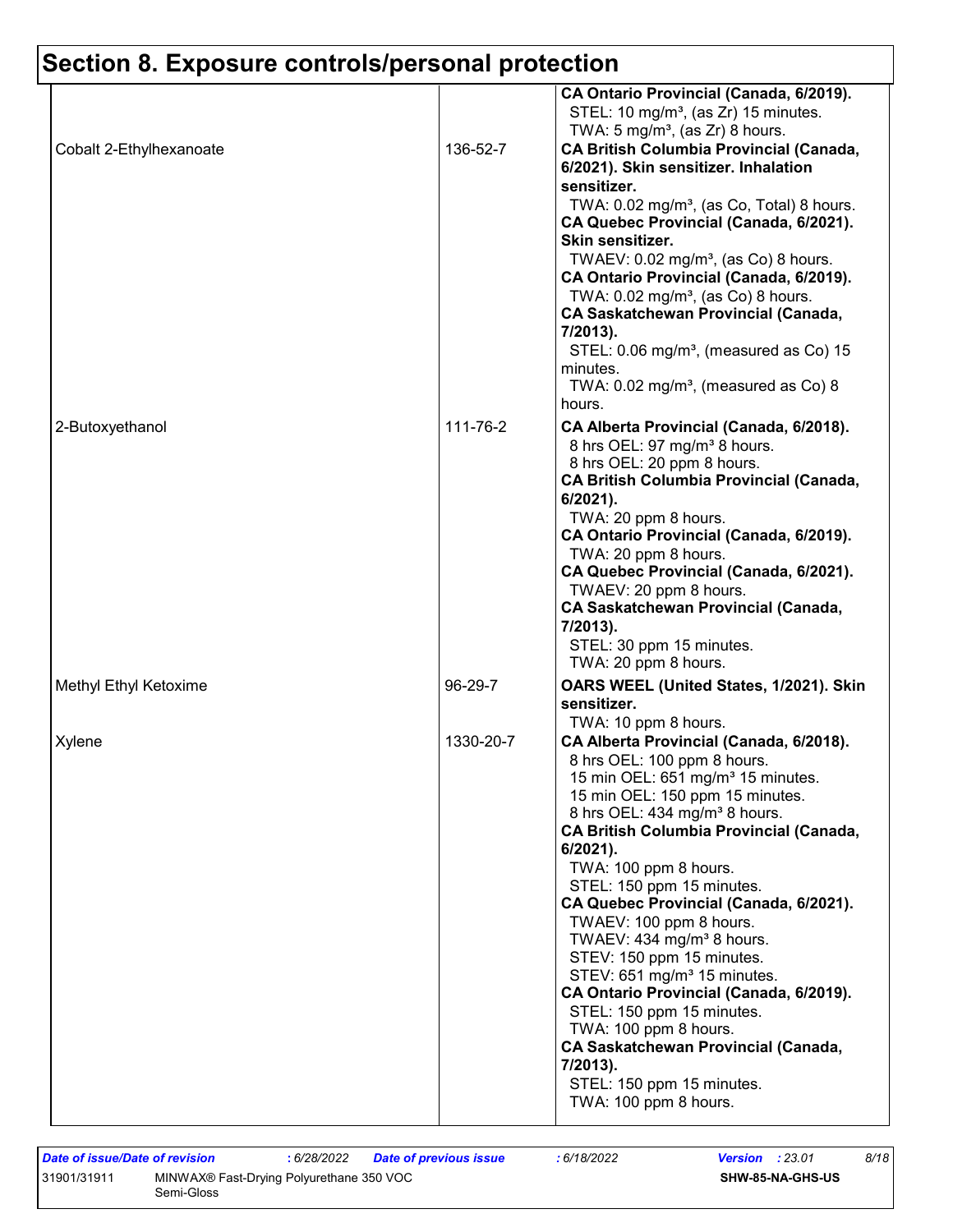## Section 8. Exposure controls/personal protection

| | | |
|---|---|---|
| | | **CA Ontario Provincial (Canada, 6/2019).**<br>STEL: 10 mg/m³, (as Zr) 15 minutes.<br>TWA: 5 mg/m³, (as Zr) 8 hours. |
| Cobalt 2-Ethylhexanoate | 136-52-7 | **CA British Columbia Provincial (Canada, 6/2021). Skin sensitizer. Inhalation sensitizer.**<br>TWA: 0.02 mg/m³, (as Co, Total) 8 hours.<br>**CA Quebec Provincial (Canada, 6/2021). Skin sensitizer.**<br>TWAEV: 0.02 mg/m³, (as Co) 8 hours.<br>**CA Ontario Provincial (Canada, 6/2019).**<br>TWA: 0.02 mg/m³, (as Co) 8 hours.<br>**CA Saskatchewan Provincial (Canada, 7/2013).**<br>STEL: 0.06 mg/m³, (measured as Co) 15 minutes.<br>TWA: 0.02 mg/m³, (measured as Co) 8 hours. |
| 2-Butoxyethanol | 111-76-2 | **CA Alberta Provincial (Canada, 6/2018).**<br>8 hrs OEL: 97 mg/m³ 8 hours.<br>8 hrs OEL: 20 ppm 8 hours.<br>**CA British Columbia Provincial (Canada, 6/2021).**<br>TWA: 20 ppm 8 hours.<br>**CA Ontario Provincial (Canada, 6/2019).**<br>TWA: 20 ppm 8 hours.<br>**CA Quebec Provincial (Canada, 6/2021).**<br>TWAEV: 20 ppm 8 hours.<br>**CA Saskatchewan Provincial (Canada, 7/2013).**<br>STEL: 30 ppm 15 minutes.<br>TWA: 20 ppm 8 hours. |
| Methyl Ethyl Ketoxime | 96-29-7 | **OARS WEEL (United States, 1/2021). Skin sensitizer.**<br>TWA: 10 ppm 8 hours. |
| Xylene | 1330-20-7 | **CA Alberta Provincial (Canada, 6/2018).**<br>8 hrs OEL: 100 ppm 8 hours.<br>15 min OEL: 651 mg/m³ 15 minutes.<br>15 min OEL: 150 ppm 15 minutes.<br>8 hrs OEL: 434 mg/m³ 8 hours.<br>**CA British Columbia Provincial (Canada, 6/2021).**<br>TWA: 100 ppm 8 hours.<br>STEL: 150 ppm 15 minutes.<br>**CA Quebec Provincial (Canada, 6/2021).**<br>TWAEV: 100 ppm 8 hours.<br>TWAEV: 434 mg/m³ 8 hours.<br>STEV: 150 ppm 15 minutes.<br>STEV: 651 mg/m³ 15 minutes.<br>**CA Ontario Provincial (Canada, 6/2019).**<br>STEL: 150 ppm 15 minutes.<br>TWA: 100 ppm 8 hours.<br>**CA Saskatchewan Provincial (Canada, 7/2013).**<br>STEL: 150 ppm 15 minutes.<br>TWA: 100 ppm 8 hours. |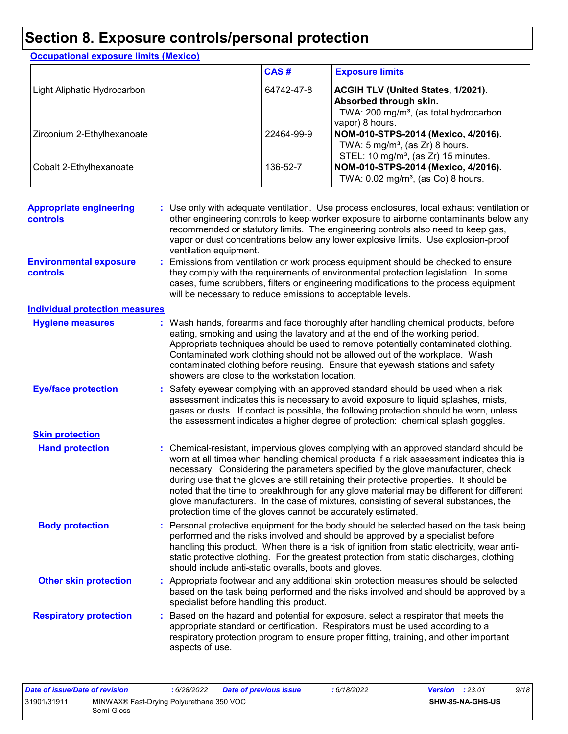# Section 8. Exposure controls/personal protection

**Occupational exposure limits (Mexico)**

| | CAS # | Exposure limits |
|---|---|---|
| Light Aliphatic Hydrocarbon | 64742-47-8 | **ACGIH TLV (United States, 1/2021). Absorbed through skin.** TWA: 200 mg/m³, (as total hydrocarbon vapor) 8 hours. |
| Zirconium 2-Ethylhexanoate | 22464-99-9 | **NOM-010-STPS-2014 (Mexico, 4/2016).** TWA: 5 mg/m³, (as Zr) 8 hours. STEL: 10 mg/m³, (as Zr) 15 minutes. |
| Cobalt 2-Ethylhexanoate | 136-52-7 | **NOM-010-STPS-2014 (Mexico, 4/2016).** TWA: 0.02 mg/m³, (as Co) 8 hours. |

**Appropriate engineering controls** : Use only with adequate ventilation. Use process enclosures, local exhaust ventilation or other engineering controls to keep worker exposure to airborne contaminants below any recommended or statutory limits. The engineering controls also need to keep gas, vapor or dust concentrations below any lower explosive limits. Use explosion-proof ventilation equipment.

**Environmental exposure controls** : Emissions from ventilation or work process equipment should be checked to ensure they comply with the requirements of environmental protection legislation. In some cases, fume scrubbers, filters or engineering modifications to the process equipment will be necessary to reduce emissions to acceptable levels.

**Individual protection measures**

**Hygiene measures** : Wash hands, forearms and face thoroughly after handling chemical products, before eating, smoking and using the lavatory and at the end of the working period. Appropriate techniques should be used to remove potentially contaminated clothing. Contaminated work clothing should not be allowed out of the workplace. Wash contaminated clothing before reusing. Ensure that eyewash stations and safety showers are close to the workstation location.

**Eye/face protection** : Safety eyewear complying with an approved standard should be used when a risk assessment indicates this is necessary to avoid exposure to liquid splashes, mists, gases or dusts. If contact is possible, the following protection should be worn, unless the assessment indicates a higher degree of protection: chemical splash goggles.

**Skin protection**

**Hand protection** : Chemical-resistant, impervious gloves complying with an approved standard should be worn at all times when handling chemical products if a risk assessment indicates this is necessary. Considering the parameters specified by the glove manufacturer, check during use that the gloves are still retaining their protective properties. It should be noted that the time to breakthrough for any glove material may be different for different glove manufacturers. In the case of mixtures, consisting of several substances, the protection time of the gloves cannot be accurately estimated.

**Body protection** : Personal protective equipment for the body should be selected based on the task being performed and the risks involved and should be approved by a specialist before handling this product. When there is a risk of ignition from static electricity, wear anti-static protective clothing. For the greatest protection from static discharges, clothing should include anti-static overalls, boots and gloves.

**Other skin protection** : Appropriate footwear and any additional skin protection measures should be selected based on the task being performed and the risks involved and should be approved by a specialist before handling this product.

**Respiratory protection** : Based on the hazard and potential for exposure, select a respirator that meets the appropriate standard or certification. Respirators must be used according to a respiratory protection program to ensure proper fitting, training, and other important aspects of use.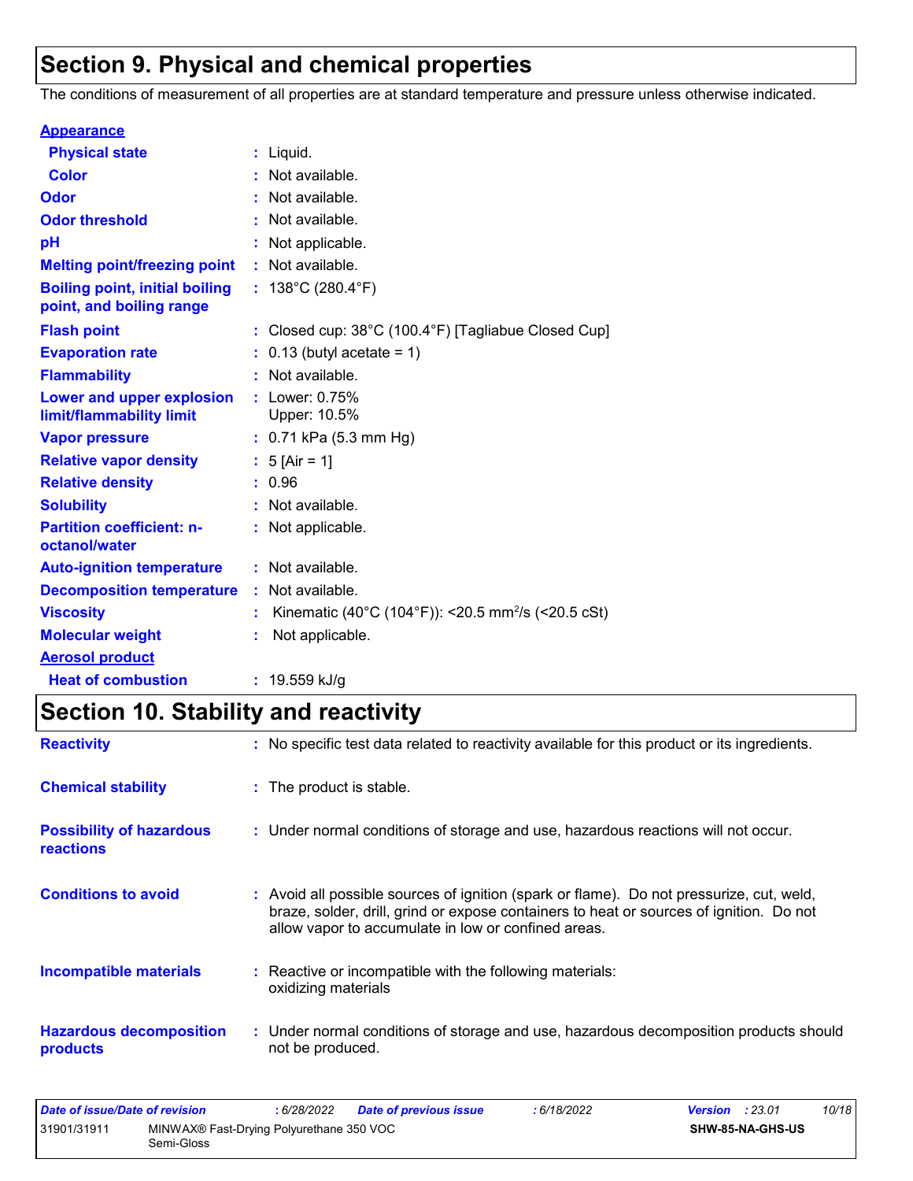# Section 9. Physical and chemical properties

The conditions of measurement of all properties are at standard temperature and pressure unless otherwise indicated.

| | |
|---|---|
| **Appearance** | |
| **Physical state** | : Liquid. |
| **Color** | : Not available. |
| **Odor** | : Not available. |
| **Odor threshold** | : Not available. |
| **pH** | : Not applicable. |
| **Melting point/freezing point** | : Not available. |
| **Boiling point, initial boiling point, and boiling range** | : 138°C (280.4°F) |
| **Flash point** | : Closed cup: 38°C (100.4°F) [Tagliabue Closed Cup] |
| **Evaporation rate** | : 0.13 (butyl acetate = 1) |
| **Flammability** | : Not available. |
| **Lower and upper explosion limit/flammability limit** | : Lower: 0.75% Upper: 10.5% |
| **Vapor pressure** | : 0.71 kPa (5.3 mm Hg) |
| **Relative vapor density** | : 5 [Air = 1] |
| **Relative density** | : 0.96 |
| **Solubility** | : Not available. |
| **Partition coefficient: n-octanol/water** | : Not applicable. |
| **Auto-ignition temperature** | : Not available. |
| **Decomposition temperature** | : Not available. |
| **Viscosity** | : Kinematic (40°C (104°F)): <20.5 $mm^2/s$ (<20.5 cSt) |
| **Molecular weight** | : Not applicable. |
| **Aerosol product** | |
| **Heat of combustion** | : 19.559 kJ/g |

# Section 10. Stability and reactivity

| | |
|---|---|
| **Reactivity** | : No specific test data related to reactivity available for this product or its ingredients. |
| **Chemical stability** | : The product is stable. |
| **Possibility of hazardous reactions** | : Under normal conditions of storage and use, hazardous reactions will not occur. |
| **Conditions to avoid** | : Avoid all possible sources of ignition (spark or flame). Do not pressurize, cut, weld, braze, solder, drill, grind or expose containers to heat or sources of ignition. Do not allow vapor to accumulate in low or confined areas. |
| **Incompatible materials** | : Reactive or incompatible with the following materials: oxidizing materials |
| **Hazardous decomposition products** | : Under normal conditions of storage and use, hazardous decomposition products should not be produced. |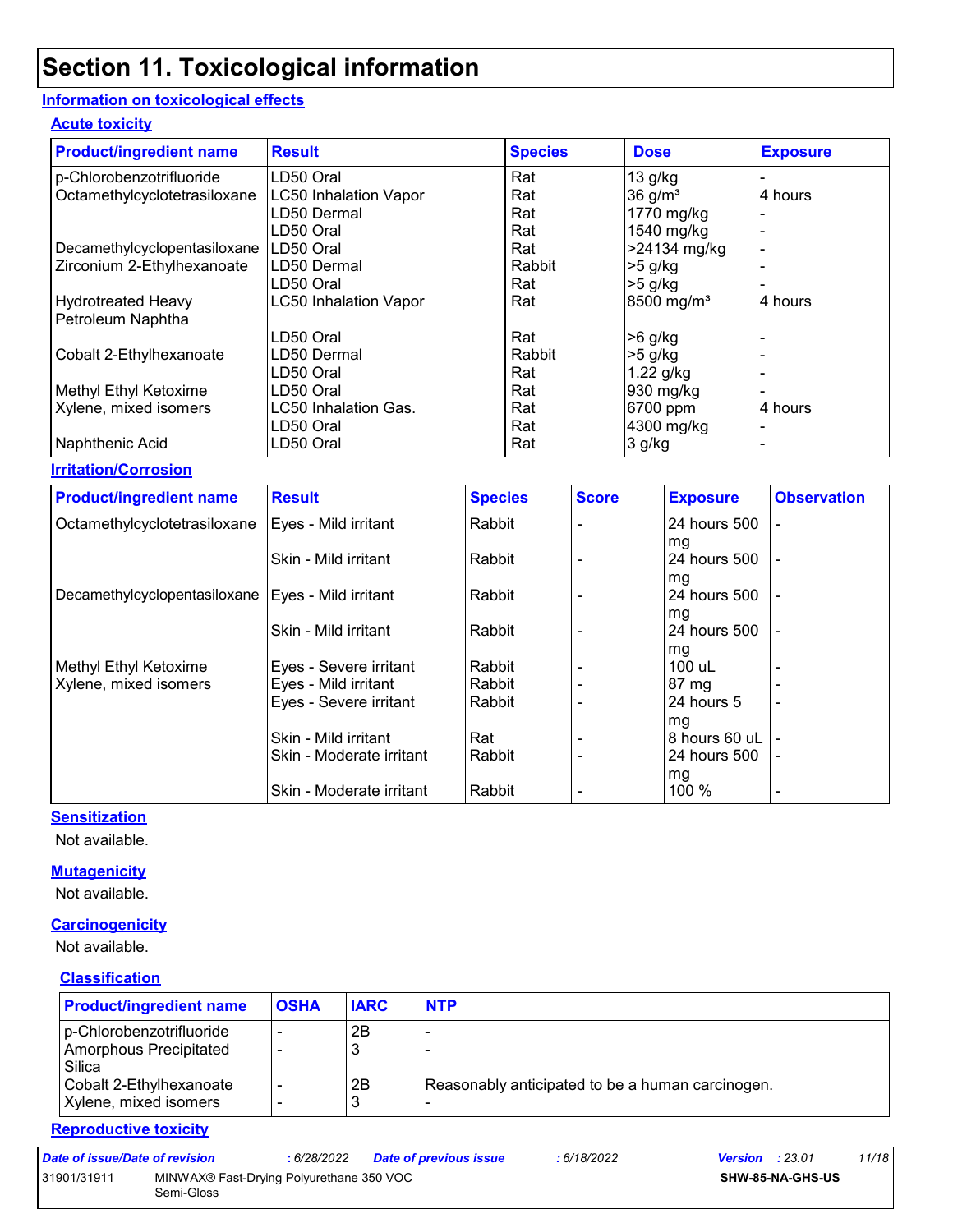# Section 11. Toxicological information

## Information on toxicological effects

### Acute toxicity

| Product/ingredient name | Result | Species | Dose | Exposure |
|---|---|---|---|---|
| p-Chlorobenzotrifluoride | LD50 Oral | Rat | 13 g/kg | - |
| Octamethylcyclotetrasiloxane | LC50 Inhalation Vapor | Rat | 36 g/m³ | 4 hours |
| | LD50 Dermal | Rat | 1770 mg/kg | - |
| | LD50 Oral | Rat | 1540 mg/kg | - |
| Decamethylcyclopentasiloxane | LD50 Oral | Rat | >24134 mg/kg | - |
| Zirconium 2-Ethylhexanoate | LD50 Dermal | Rabbit | >5 g/kg | - |
| | LD50 Oral | Rat | >5 g/kg | - |
| Hydrotreated Heavy Petroleum Naphtha | LC50 Inhalation Vapor | Rat | 8500 mg/m³ | 4 hours |
| | LD50 Oral | Rat | >6 g/kg | - |
| Cobalt 2-Ethylhexanoate | LD50 Dermal | Rabbit | >5 g/kg | - |
| | LD50 Oral | Rat | 1.22 g/kg | - |
| Methyl Ethyl Ketoxime | LD50 Oral | Rat | 930 mg/kg | - |
| Xylene, mixed isomers | LC50 Inhalation Gas. | Rat | 6700 ppm | 4 hours |
| | LD50 Oral | Rat | 4300 mg/kg | - |
| Naphthenic Acid | LD50 Oral | Rat | 3 g/kg | - |

### Irritation/Corrosion

| Product/ingredient name | Result | Species | Score | Exposure | Observation |
|---|---|---|---|---|---|
| Octamethylcyclotetrasiloxane | Eyes - Mild irritant | Rabbit | - | 24 hours 500 mg | - |
| | Skin - Mild irritant | Rabbit | - | 24 hours 500 mg | - |
| Decamethylcyclopentasiloxane | Eyes - Mild irritant | Rabbit | - | 24 hours 500 mg | - |
| | Skin - Mild irritant | Rabbit | - | 24 hours 500 mg | - |
| Methyl Ethyl Ketoxime | Eyes - Severe irritant | Rabbit | - | 100 uL | - |
| Xylene, mixed isomers | Eyes - Mild irritant | Rabbit | - | 87 mg | - |
| | Eyes - Severe irritant | Rabbit | - | 24 hours 5 mg | - |
| | Skin - Mild irritant | Rat | - | 8 hours 60 uL | - |
| | Skin - Moderate irritant | Rabbit | - | 24 hours 500 mg | - |
| | Skin - Moderate irritant | Rabbit | - | 100 % | - |

### Sensitization

Not available.

### Mutagenicity

Not available.

### Carcinogenicity

Not available.

### Classification

| Product/ingredient name | OSHA | IARC | NTP |
|---|---|---|---|
| p-Chlorobenzotrifluoride | - | 2B | - |
| Amorphous Precipitated Silica | - | 3 | - |
| Cobalt 2-Ethylhexanoate | - | 2B | Reasonably anticipated to be a human carcinogen. |
| Xylene, mixed isomers | - | 3 | - |

### Reproductive toxicity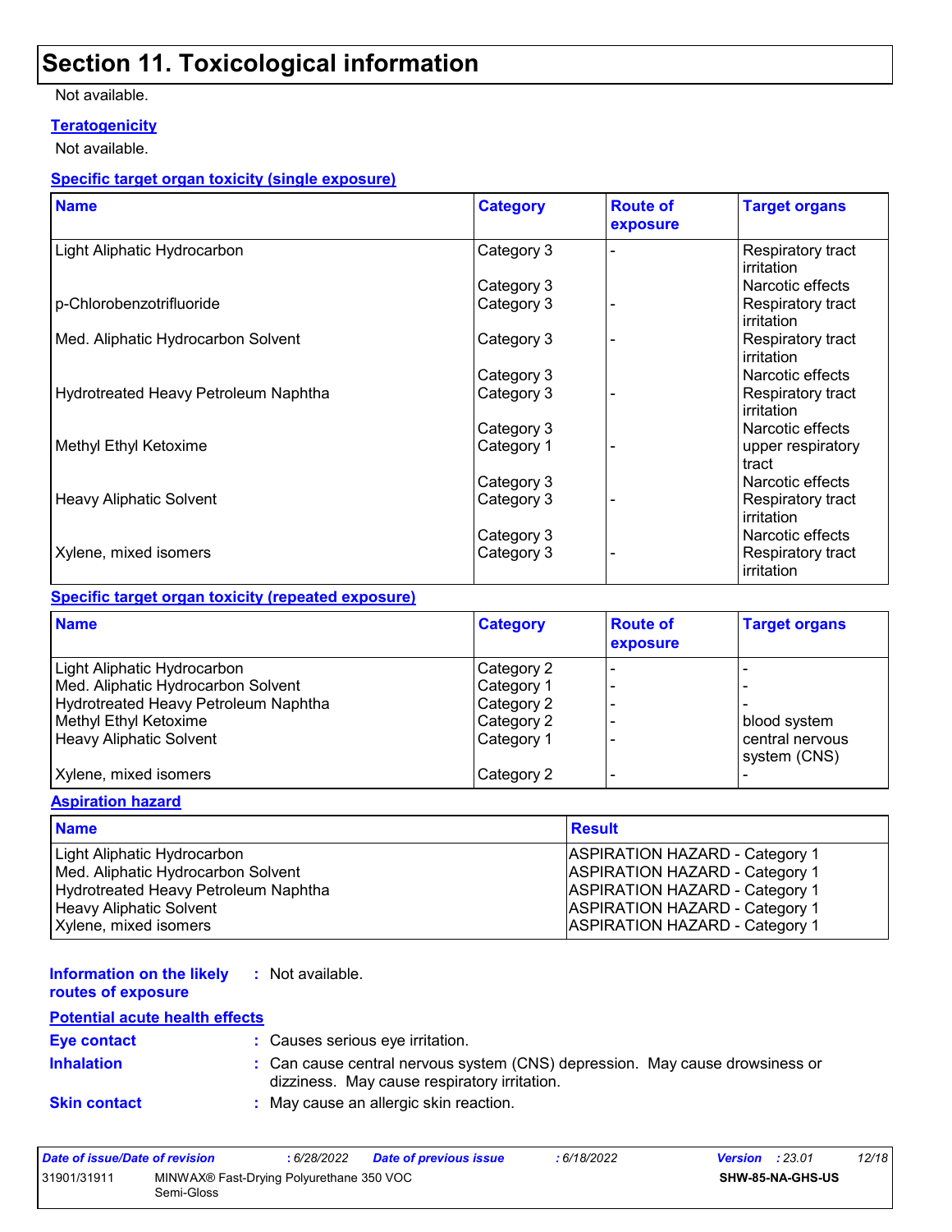# Section 11. Toxicological information

Not available.

**Teratogenicity**

Not available.

**Specific target organ toxicity (single exposure)**

| Name | Category | Route of exposure | Target organs |
| --- | --- | --- | --- |
| Light Aliphatic Hydrocarbon | Category 3 | - | Respiratory tract irritation |
| | Category 3 | | Narcotic effects |
| p-Chlorobenzotrifluoride | Category 3 | - | Respiratory tract irritation |
| Med. Aliphatic Hydrocarbon Solvent | Category 3 | - | Respiratory tract irritation |
| | Category 3 | | Narcotic effects |
| Hydrotreated Heavy Petroleum Naphtha | Category 3 | - | Respiratory tract irritation |
| | Category 3 | | Narcotic effects |
| Methyl Ethyl Ketoxime | Category 1 | - | upper respiratory tract |
| | Category 3 | | Narcotic effects |
| Heavy Aliphatic Solvent | Category 3 | - | Respiratory tract irritation |
| | Category 3 | | Narcotic effects |
| Xylene, mixed isomers | Category 3 | - | Respiratory tract irritation |

**Specific target organ toxicity (repeated exposure)**

| Name | Category | Route of exposure | Target organs |
| --- | --- | --- | --- |
| Light Aliphatic Hydrocarbon | Category 2 | - | - |
| Med. Aliphatic Hydrocarbon Solvent | Category 1 | - | - |
| Hydrotreated Heavy Petroleum Naphtha | Category 2 | - | - |
| Methyl Ethyl Ketoxime | Category 2 | - | blood system |
| Heavy Aliphatic Solvent | Category 1 | - | central nervous system (CNS) |
| Xylene, mixed isomers | Category 2 | - | - |

**Aspiration hazard**

| Name | Result |
| --- | --- |
| Light Aliphatic Hydrocarbon | ASPIRATION HAZARD - Category 1 |
| Med. Aliphatic Hydrocarbon Solvent | ASPIRATION HAZARD - Category 1 |
| Hydrotreated Heavy Petroleum Naphtha | ASPIRATION HAZARD - Category 1 |
| Heavy Aliphatic Solvent | ASPIRATION HAZARD - Category 1 |
| Xylene, mixed isomers | ASPIRATION HAZARD - Category 1 |

**Information on the likely routes of exposure** : Not available.

**Potential acute health effects**

**Eye contact** : Causes serious eye irritation.

**Inhalation** : Can cause central nervous system (CNS) depression. May cause drowsiness or dizziness. May cause respiratory irritation.

**Skin contact** : May cause an allergic skin reaction.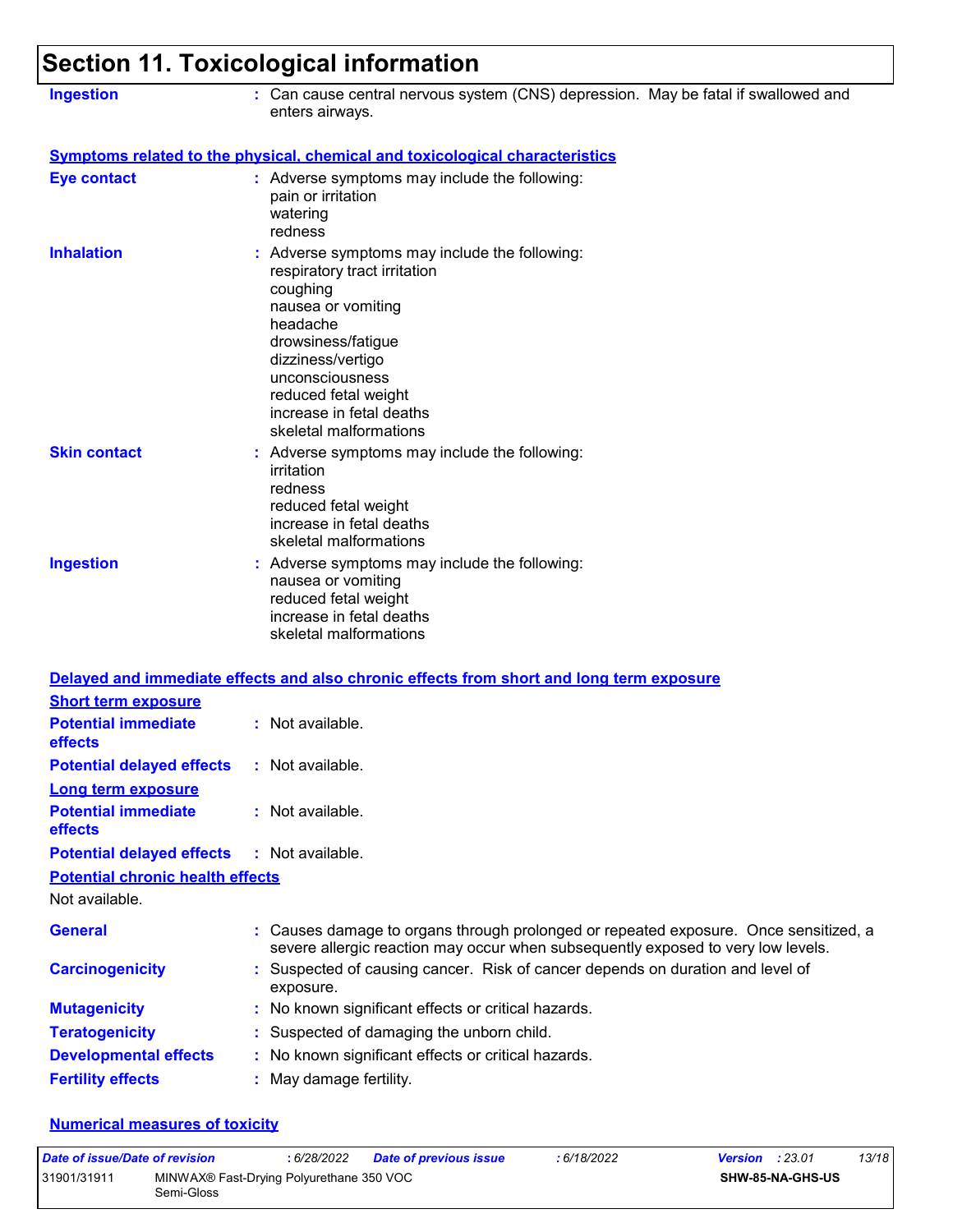## Section 11. Toxicological information

**Ingestion** : Can cause central nervous system (CNS) depression. May be fatal if swallowed and enters airways.

### Symptoms related to the physical, chemical and toxicological characteristics

**Eye contact** : Adverse symptoms may include the following:
pain or irritation
watering
redness

**Inhalation** : Adverse symptoms may include the following:
respiratory tract irritation
coughing
nausea or vomiting
headache
drowsiness/fatigue
dizziness/vertigo
unconsciousness
reduced fetal weight
increase in fetal deaths
skeletal malformations

**Skin contact** : Adverse symptoms may include the following:
irritation
redness
reduced fetal weight
increase in fetal deaths
skeletal malformations

**Ingestion** : Adverse symptoms may include the following:
nausea or vomiting
reduced fetal weight
increase in fetal deaths
skeletal malformations

### Delayed and immediate effects and also chronic effects from short and long term exposure

#### Short term exposure

**Potential immediate effects** : Not available.

**Potential delayed effects** : Not available.

#### Long term exposure

**Potential immediate effects** : Not available.

**Potential delayed effects** : Not available.

#### Potential chronic health effects

Not available.

**General** : Causes damage to organs through prolonged or repeated exposure. Once sensitized, a severe allergic reaction may occur when subsequently exposed to very low levels.

**Carcinogenicity** : Suspected of causing cancer. Risk of cancer depends on duration and level of exposure.

**Mutagenicity** : No known significant effects or critical hazards.

**Teratogenicity** : Suspected of damaging the unborn child.

**Developmental effects** : No known significant effects or critical hazards.

**Fertility effects** : May damage fertility.

### Numerical measures of toxicity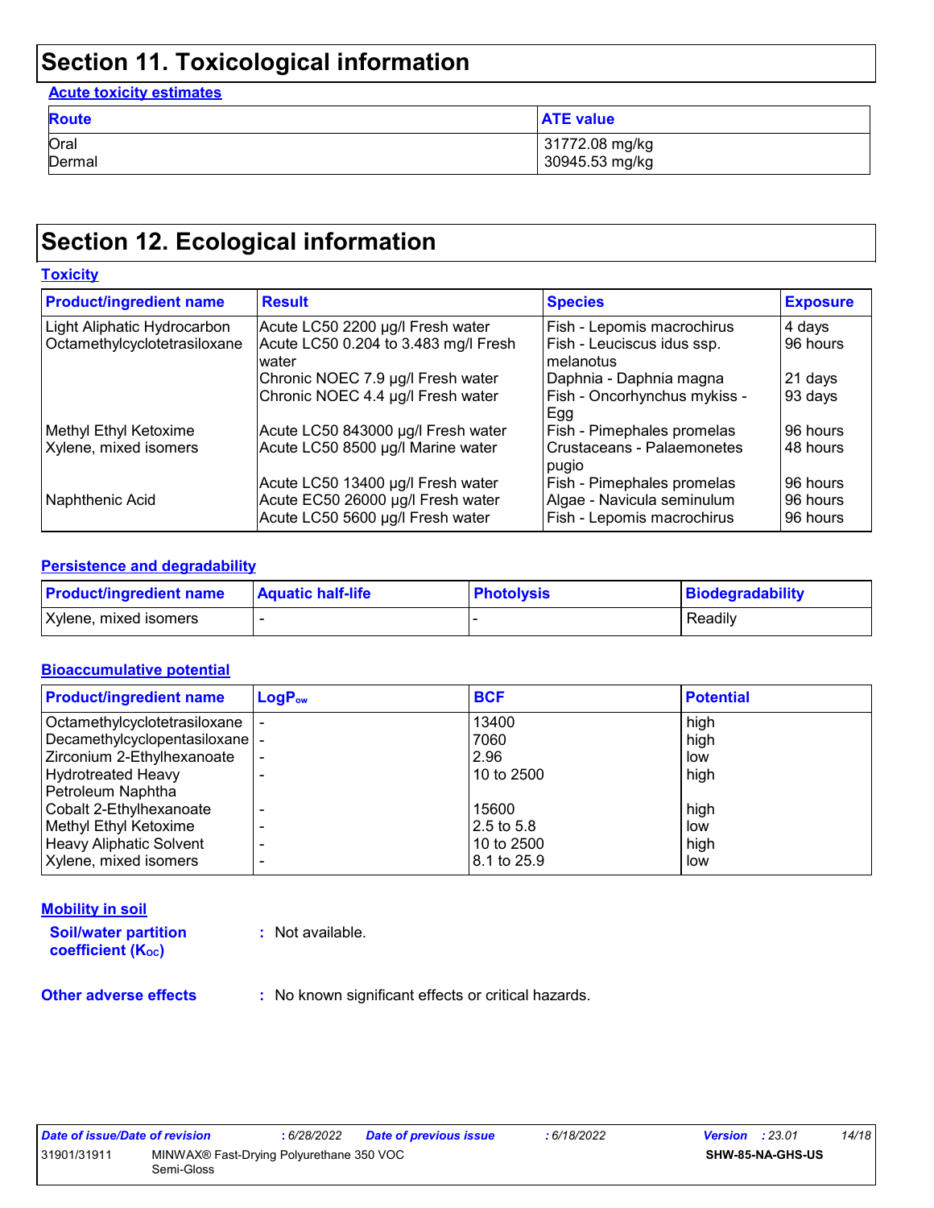## Section 11. Toxicological information

### Acute toxicity estimates

| Route | ATE value |
| --- | --- |
| Oral | 31772.08 mg/kg |
| Dermal | 30945.53 mg/kg |

## Section 12. Ecological information

### Toxicity

| Product/ingredient name | Result | Species | Exposure |
| --- | --- | --- | --- |
| Light Aliphatic Hydrocarbon | Acute LC50 2200 µg/l Fresh water | Fish - Lepomis macrochirus | 4 days |
| Octamethylcyclotetrasiloxane | Acute LC50 0.204 to 3.483 mg/l Fresh water | Fish - Leuciscus idus ssp. melanotus | 96 hours |
| | Chronic NOEC 7.9 µg/l Fresh water | Daphnia - Daphnia magna | 21 days |
| | Chronic NOEC 4.4 µg/l Fresh water | Fish - Oncorhynchus mykiss - Egg | 93 days |
| Methyl Ethyl Ketoxime | Acute LC50 843000 µg/l Fresh water | Fish - Pimephales promelas | 96 hours |
| Xylene, mixed isomers | Acute LC50 8500 µg/l Marine water | Crustaceans - Palaemonetes pugio | 48 hours |
| | Acute LC50 13400 µg/l Fresh water | Fish - Pimephales promelas | 96 hours |
| Naphthenic Acid | Acute EC50 26000 µg/l Fresh water | Algae - Navicula seminulum | 96 hours |
| | Acute LC50 5600 µg/l Fresh water | Fish - Lepomis macrochirus | 96 hours |

### Persistence and degradability

| Product/ingredient name | Aquatic half-life | Photolysis | Biodegradability |
| --- | --- | --- | --- |
| Xylene, mixed isomers | - | - | Readily |

### Bioaccumulative potential

| Product/ingredient name | $LogP_{ow}$ | BCF | Potential |
| --- | --- | --- | --- |
| Octamethylcyclotetrasiloxane | - | 13400 | high |
| Decamethylcyclopentasiloxane | - | 7060 | high |
| Zirconium 2-Ethylhexanoate | - | 2.96 | low |
| Hydrotreated Heavy Petroleum Naphtha | - | 10 to 2500 | high |
| Cobalt 2-Ethylhexanoate | - | 15600 | high |
| Methyl Ethyl Ketoxime | - | 2.5 to 5.8 | low |
| Heavy Aliphatic Solvent | - | 10 to 2500 | high |
| Xylene, mixed isomers | - | 8.1 to 25.9 | low |

### Mobility in soil

**Soil/water partition coefficient ($K_{OC}$)** : Not available.

**Other adverse effects** : No known significant effects or critical hazards.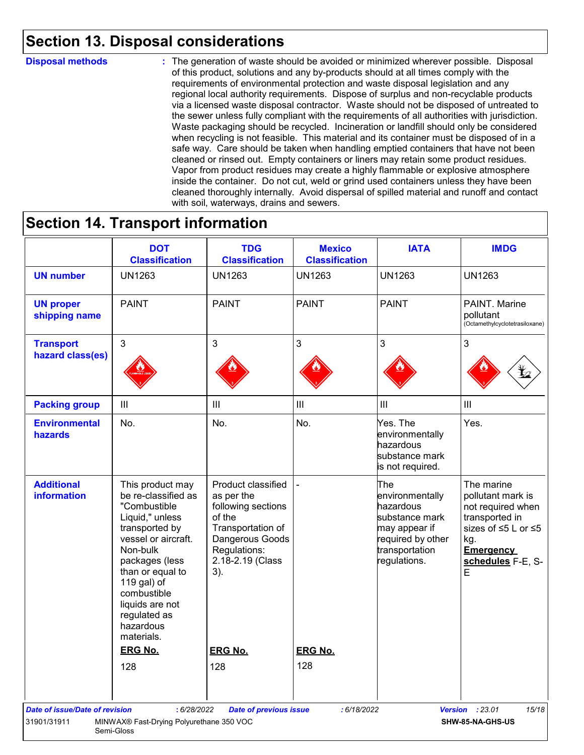# Section 13. Disposal considerations

**Disposal methods** : The generation of waste should be avoided or minimized wherever possible. Disposal of this product, solutions and any by-products should at all times comply with the requirements of environmental protection and waste disposal legislation and any regional local authority requirements. Dispose of surplus and non-recyclable products via a licensed waste disposal contractor. Waste should not be disposed of untreated to the sewer unless fully compliant with the requirements of all authorities with jurisdiction. Waste packaging should be recycled. Incineration or landfill should only be considered when recycling is not feasible. This material and its container must be disposed of in a safe way. Care should be taken when handling emptied containers that have not been cleaned or rinsed out. Empty containers or liners may retain some product residues. Vapor from product residues may create a highly flammable or explosive atmosphere inside the container. Do not cut, weld or grind used containers unless they have been cleaned thoroughly internally. Avoid dispersal of spilled material and runoff and contact with soil, waterways, drains and sewers.

# Section 14. Transport information

| | DOT Classification | TDG Classification | Mexico Classification | IATA | IMDG |
|---|---|---|---|---|---|
| **UN number** | UN1263 | UN1263 | UN1263 | UN1263 | UN1263 |
| **UN proper shipping name** | PAINT | PAINT | PAINT | PAINT | PAINT. Marine pollutant (Octamethylcyclotetrasiloxane) |
| **Transport hazard class(es)** | 3 | 3 | 3 | 3 | 3 |
| **Packing group** | III | III | III | III | III |
| **Environmental hazards** | No. | No. | No. | Yes. The environmentally hazardous substance mark is not required. | Yes. |
| **Additional information** | This product may be re-classified as "Combustible Liquid," unless transported by vessel or aircraft. Non-bulk packages (less than or equal to 119 gal) of combustible liquids are not regulated as hazardous materials.<br>**ERG No.**<br>128 | Product classified as per the following sections of the Transportation of Dangerous Goods Regulations: 2.18-2.19 (Class 3).<br>**ERG No.**<br>128 | -<br>**ERG No.**<br>128 | The environmentally hazardous substance mark may appear if required by other transportation regulations. | The marine pollutant mark is not required when transported in sizes of ≤5 L or ≤5 kg.<br>**Emergency schedules** F-E, S-E |

Date of issue/Date of revision : 6/28/2022 Date of previous issue : 6/18/2022 Version : 23.01

31901/31911 MINWAX® Fast-Drying Polyurethane 350 VOC Semi-Gloss SHW-85-NA-GHS-US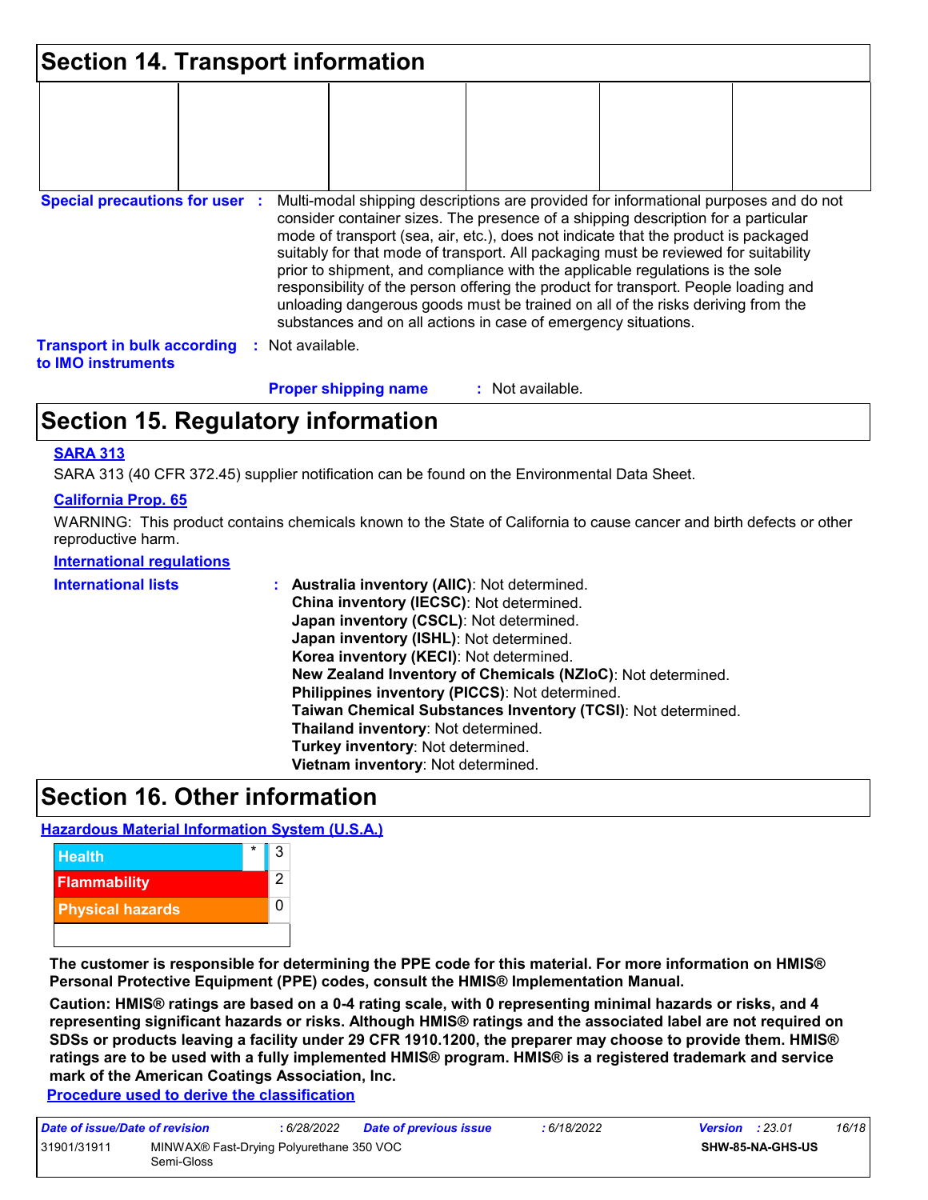## Section 14. Transport information

| | | | | | |
|---|---|---|---|---|---|
| | | | | | |

**Special precautions for user** : Multi-modal shipping descriptions are provided for informational purposes and do not consider container sizes. The presence of a shipping description for a particular mode of transport (sea, air, etc.), does not indicate that the product is packaged suitably for that mode of transport. All packaging must be reviewed for suitability prior to shipment, and compliance with the applicable regulations is the sole responsibility of the person offering the product for transport. People loading and unloading dangerous goods must be trained on all of the risks deriving from the substances and on all actions in case of emergency situations.

**Transport in bulk according to IMO instruments** : Not available.

**Proper shipping name** : Not available.

## Section 15. Regulatory information

**SARA 313**

SARA 313 (40 CFR 372.45) supplier notification can be found on the Environmental Data Sheet.

**California Prop. 65**

WARNING: This product contains chemicals known to the State of California to cause cancer and birth defects or other reproductive harm.

**International regulations**

**International lists** :
- **Australia inventory (AIIC)**: Not determined.
- **China inventory (IECSC)**: Not determined.
- **Japan inventory (CSCL)**: Not determined.
- **Japan inventory (ISHL)**: Not determined.
- **Korea inventory (KECI)**: Not determined.
- **New Zealand Inventory of Chemicals (NZIoC)**: Not determined.
- **Philippines inventory (PICCS)**: Not determined.
- **Taiwan Chemical Substances Inventory (TCSI)**: Not determined.
- **Thailand inventory**: Not determined.
- **Turkey inventory**: Not determined.
- **Vietnam inventory**: Not determined.

## Section 16. Other information

**Hazardous Material Information System (U.S.A.)**

| | | |
|---|---|---|
| Health | * | 3 |
| Flammability | | 2 |
| Physical hazards | | 0 |
| | | |

**The customer is responsible for determining the PPE code for this material. For more information on HMIS® Personal Protective Equipment (PPE) codes, consult the HMIS® Implementation Manual.**

**Caution: HMIS® ratings are based on a 0-4 rating scale, with 0 representing minimal hazards or risks, and 4 representing significant hazards or risks. Although HMIS® ratings and the associated label are not required on SDSs or products leaving a facility under 29 CFR 1910.1200, the preparer may choose to provide them. HMIS® ratings are to be used with a fully implemented HMIS® program. HMIS® is a registered trademark and service mark of the American Coatings Association, Inc.**

**Procedure used to derive the classification**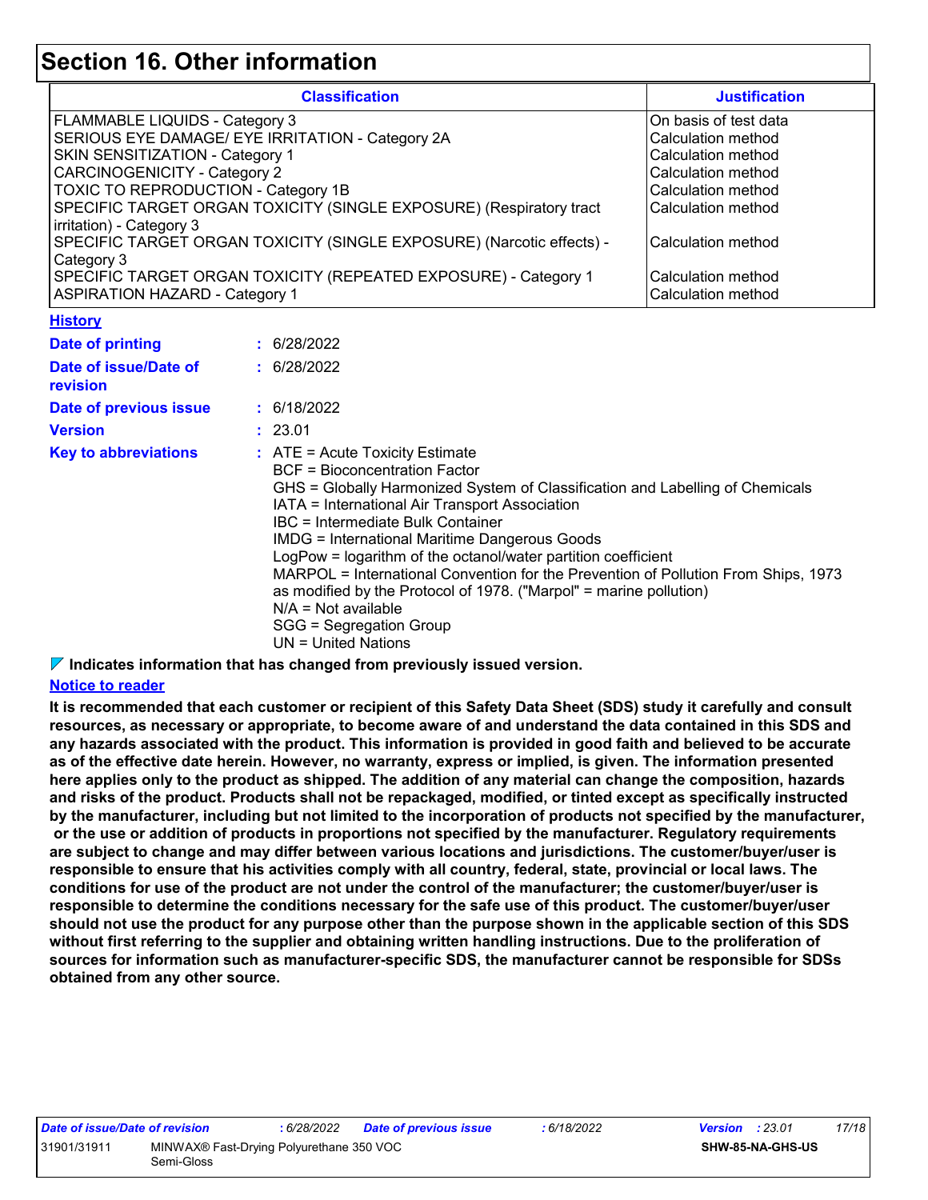# Section 16. Other information

| Classification | Justification |
|---|---|
| FLAMMABLE LIQUIDS - Category 3 | On basis of test data |
| SERIOUS EYE DAMAGE/ EYE IRRITATION - Category 2A | Calculation method |
| SKIN SENSITIZATION - Category 1 | Calculation method |
| CARCINOGENICITY - Category 2 | Calculation method |
| TOXIC TO REPRODUCTION - Category 1B | Calculation method |
| SPECIFIC TARGET ORGAN TOXICITY (SINGLE EXPOSURE) (Respiratory tract irritation) - Category 3 | Calculation method |
| SPECIFIC TARGET ORGAN TOXICITY (SINGLE EXPOSURE) (Narcotic effects) - Category 3 | Calculation method |
| SPECIFIC TARGET ORGAN TOXICITY (REPEATED EXPOSURE) - Category 1 | Calculation method |
| ASPIRATION HAZARD - Category 1 | Calculation method |

**History**

**Date of printing** : 6/28/2022

**Date of issue/Date of revision** : 6/28/2022

**Date of previous issue** : 6/18/2022

**Version** : 23.01

**Key to abbreviations** : ATE = Acute Toxicity Estimate
BCF = Bioconcentration Factor
GHS = Globally Harmonized System of Classification and Labelling of Chemicals
IATA = International Air Transport Association
IBC = Intermediate Bulk Container
IMDG = International Maritime Dangerous Goods
LogPow = logarithm of the octanol/water partition coefficient
MARPOL = International Convention for the Prevention of Pollution From Ships, 1973 as modified by the Protocol of 1978. ("Marpol" = marine pollution)
N/A = Not available
SGG = Segregation Group
UN = United Nations

**Indicates information that has changed from previously issued version.**

**Notice to reader**

**It is recommended that each customer or recipient of this Safety Data Sheet (SDS) study it carefully and consult resources, as necessary or appropriate, to become aware of and understand the data contained in this SDS and any hazards associated with the product. This information is provided in good faith and believed to be accurate as of the effective date herein. However, no warranty, express or implied, is given. The information presented here applies only to the product as shipped. The addition of any material can change the composition, hazards and risks of the product. Products shall not be repackaged, modified, or tinted except as specifically instructed by the manufacturer, including but not limited to the incorporation of products not specified by the manufacturer, or the use or addition of products in proportions not specified by the manufacturer. Regulatory requirements are subject to change and may differ between various locations and jurisdictions. The customer/buyer/user is responsible to ensure that his activities comply with all country, federal, state, provincial or local laws. The conditions for use of the product are not under the control of the manufacturer; the customer/buyer/user is responsible to determine the conditions necessary for the safe use of this product. The customer/buyer/user should not use the product for any purpose other than the purpose shown in the applicable section of this SDS without first referring to the supplier and obtaining written handling instructions. Due to the proliferation of sources for information such as manufacturer-specific SDS, the manufacturer cannot be responsible for SDSs obtained from any other source.**